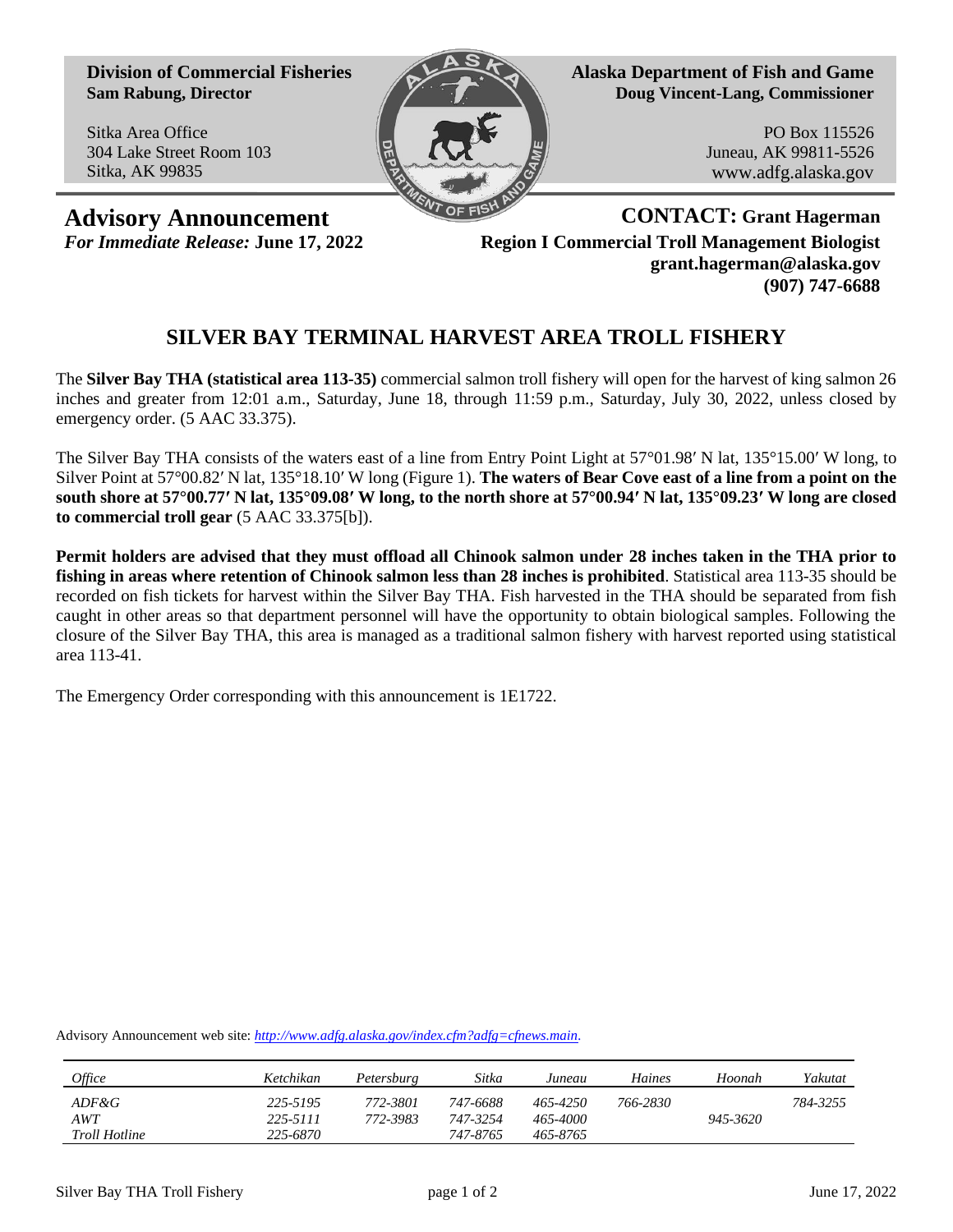**Division of Commercial Fisheries**
**Sam Rabung, Director**

Sitka Area Office
304 Lake Street Room 103
Sitka, AK 99835

**Alaska Department of Fish and Game**
**Doug Vincent-Lang, Commissioner**

PO Box 115526
Juneau, AK 99811-5526
www.adfg.alaska.gov

# Advisory Announcement

***For Immediate Release:*** **June 17, 2022**

**CONTACT: Grant Hagerman**
**Region I Commercial Troll Management Biologist**
**grant.hagerman@alaska.gov**
**(907) 747-6688**

## SILVER BAY TERMINAL HARVEST AREA TROLL FISHERY

The **Silver Bay THA (statistical area 113-35)** commercial salmon troll fishery will open for the harvest of king salmon 26 inches and greater from 12:01 a.m., Saturday, June 18, through 11:59 p.m., Saturday, July 30, 2022, unless closed by emergency order. (5 AAC 33.375).

The Silver Bay THA consists of the waters east of a line from Entry Point Light at 57°01.98′ N lat, 135°15.00′ W long, to Silver Point at 57°00.82′ N lat, 135°18.10′ W long (Figure 1). **The waters of Bear Cove east of a line from a point on the south shore at 57°00.77′ N lat, 135°09.08′ W long, to the north shore at 57°00.94′ N lat, 135°09.23′ W long are closed to commercial troll gear** (5 AAC 33.375[b]).

**Permit holders are advised that they must offload all Chinook salmon under 28 inches taken in the THA prior to fishing in areas where retention of Chinook salmon less than 28 inches is prohibited**. Statistical area 113-35 should be recorded on fish tickets for harvest within the Silver Bay THA. Fish harvested in the THA should be separated from fish caught in other areas so that department personnel will have the opportunity to obtain biological samples. Following the closure of the Silver Bay THA, this area is managed as a traditional salmon fishery with harvest reported using statistical area 113-41.

The Emergency Order corresponding with this announcement is 1E1722.

Advisory Announcement web site: *http://www.adfg.alaska.gov/index.cfm?adfg=cfnews.main*.

| *Office* | *Ketchikan* | *Petersburg* | *Sitka* | *Juneau* | *Haines* | *Hoonah* | *Yakutat* |
|---|---|---|---|---|---|---|---|
| *ADF&G* | *225-5195* | *772-3801* | *747-6688* | *465-4250* | *766-2830* | | *784-3255* |
| *AWT* | *225-5111* | *772-3983* | *747-3254* | *465-4000* | | *945-3620* | |
| *Troll Hotline* | *225-6870* | | *747-8765* | *465-8765* | | | |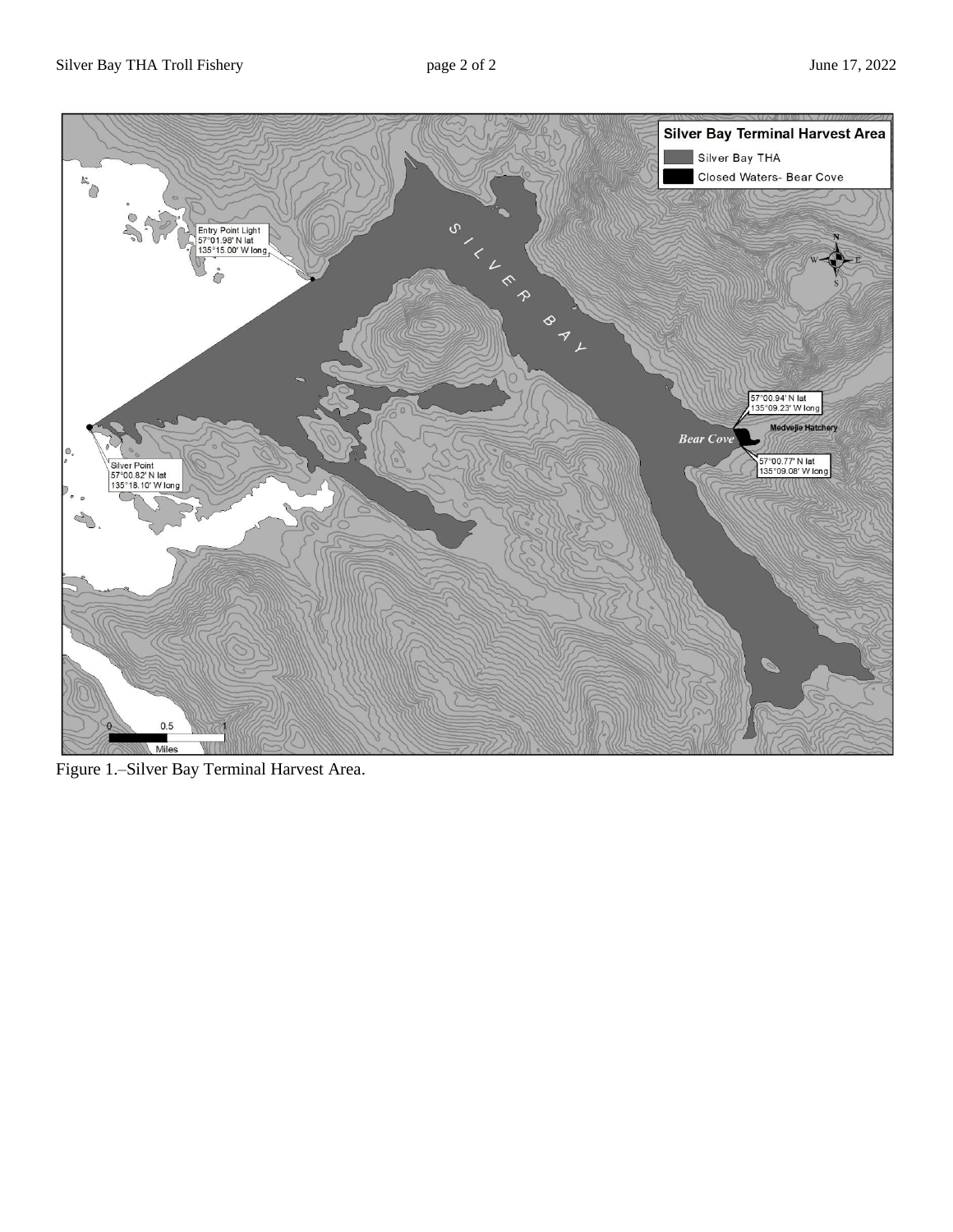Silver Bay Terminal Harvest Area

Silver Bay THA

Closed Waters- Bear Cove

SILVER BAY

Entry Point Light
57°01.98′ N lat
135°15.00′ W long

Silver Point
57°00.82′ N lat
135°18.10′ W long

57°00.94′ N lat
135°09.23′ W long

Bear Cove

Medvejie Hatchery

57°00.77′ N lat
135°09.08′ W long

0 0.5 1
Miles

Figure 1.–Silver Bay Terminal Harvest Area.